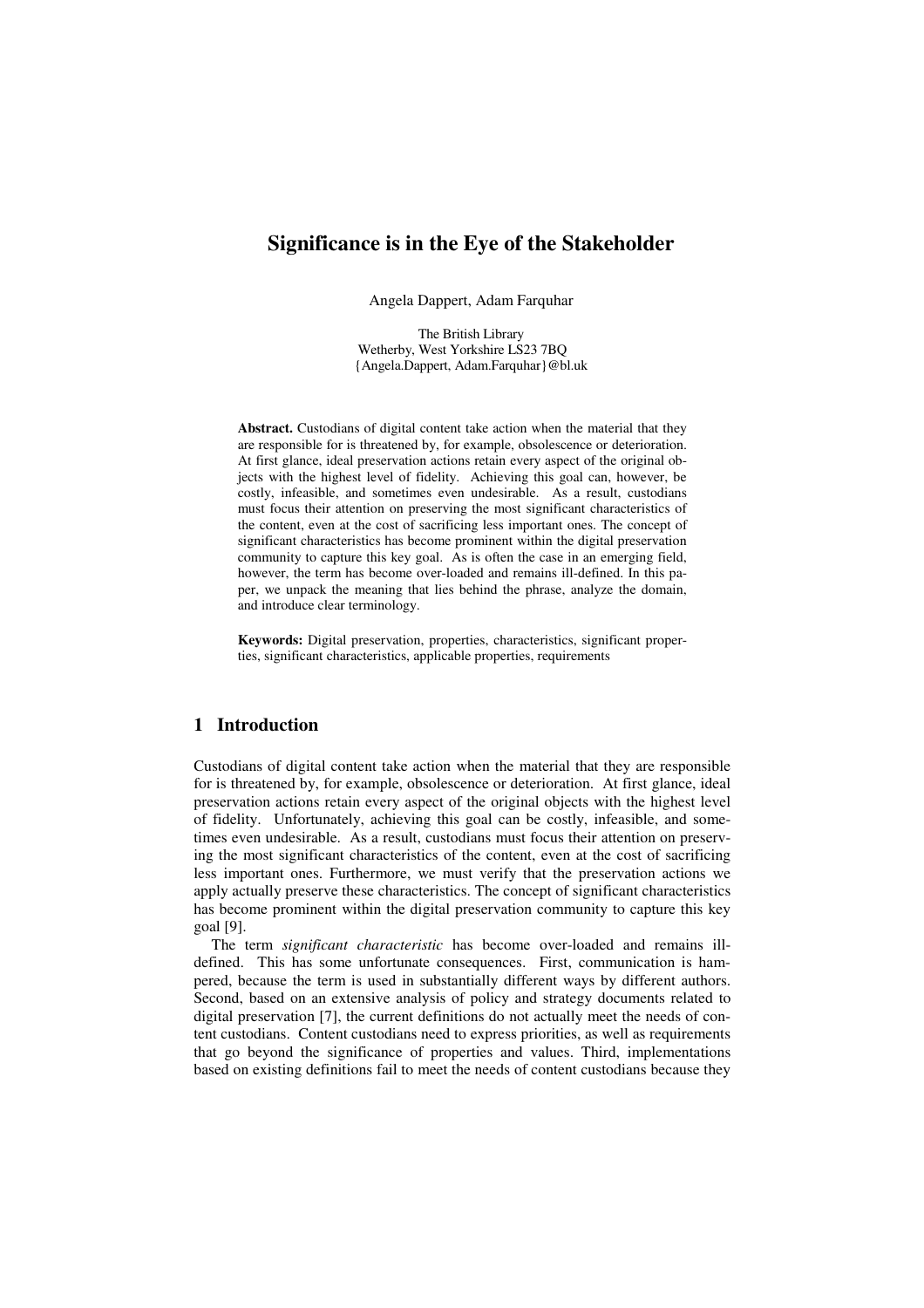# Significance is in the Eye of the Stakeholder

Angela Dappert, Adam Farquhar

The British Library
Wetherby, West Yorkshire LS23 7BQ
{Angela.Dappert, Adam.Farquhar}@bl.uk

**Abstract.** Custodians of digital content take action when the material that they are responsible for is threatened by, for example, obsolescence or deterioration. At first glance, ideal preservation actions retain every aspect of the original objects with the highest level of fidelity. Achieving this goal can, however, be costly, infeasible, and sometimes even undesirable. As a result, custodians must focus their attention on preserving the most significant characteristics of the content, even at the cost of sacrificing less important ones. The concept of significant characteristics has become prominent within the digital preservation community to capture this key goal. As is often the case in an emerging field, however, the term has become over-loaded and remains ill-defined. In this paper, we unpack the meaning that lies behind the phrase, analyze the domain, and introduce clear terminology.

**Keywords:** Digital preservation, properties, characteristics, significant properties, significant characteristics, applicable properties, requirements

## 1 Introduction

Custodians of digital content take action when the material that they are responsible for is threatened by, for example, obsolescence or deterioration. At first glance, ideal preservation actions retain every aspect of the original objects with the highest level of fidelity. Unfortunately, achieving this goal can be costly, infeasible, and sometimes even undesirable. As a result, custodians must focus their attention on preserving the most significant characteristics of the content, even at the cost of sacrificing less important ones. Furthermore, we must verify that the preservation actions we apply actually preserve these characteristics. The concept of significant characteristics has become prominent within the digital preservation community to capture this key goal [9].

The term *significant characteristic* has become over-loaded and remains ill-defined. This has some unfortunate consequences. First, communication is hampered, because the term is used in substantially different ways by different authors. Second, based on an extensive analysis of policy and strategy documents related to digital preservation [7], the current definitions do not actually meet the needs of content custodians. Content custodians need to express priorities, as well as requirements that go beyond the significance of properties and values. Third, implementations based on existing definitions fail to meet the needs of content custodians because they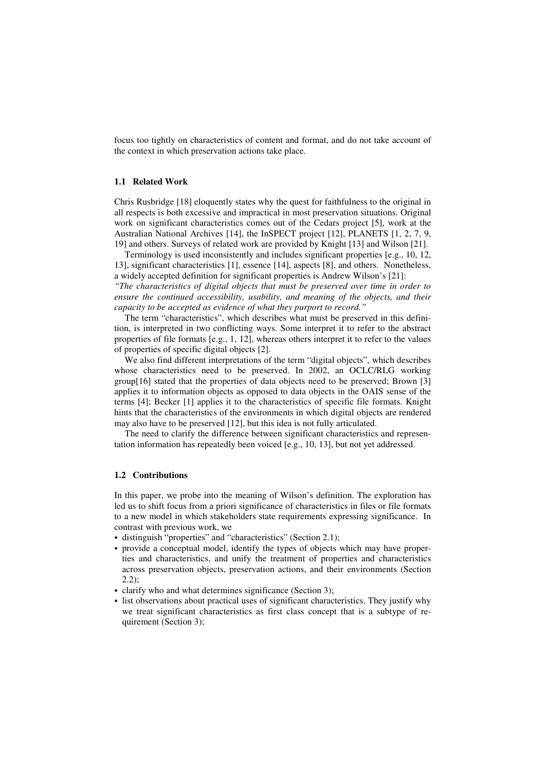focus too tightly on characteristics of content and format, and do not take account of the context in which preservation actions take place.

### 1.1 Related Work

Chris Rusbridge [18] eloquently states why the quest for faithfulness to the original in all respects is both excessive and impractical in most preservation situations. Original work on significant characteristics comes out of the Cedars project [5], work at the Australian National Archives [14], the InSPECT project [12], PLANETS [1, 2, 7, 9, 19] and others. Surveys of related work are provided by Knight [13] and Wilson [21].

Terminology is used inconsistently and includes significant properties [e.g., 10, 12, 13], significant characteristics [1], essence [14], aspects [8], and others. Nonetheless, a widely accepted definition for significant properties is Andrew Wilson's [21]:

*"The characteristics of digital objects that must be preserved over time in order to ensure the continued accessibility, usability, and meaning of the objects, and their capacity to be accepted as evidence of what they purport to record."*

The term "characteristics", which describes what must be preserved in this definition, is interpreted in two conflicting ways. Some interpret it to refer to the abstract properties of file formats [e.g., 1, 12], whereas others interpret it to refer to the values of properties of specific digital objects [2].

We also find different interpretations of the term "digital objects", which describes whose characteristics need to be preserved. In 2002, an OCLC/RLG working group[16] stated that the properties of data objects need to be preserved; Brown [3] applies it to information objects as opposed to data objects in the OAIS sense of the terms [4]; Becker [1] applies it to the characteristics of specific file formats. Knight hints that the characteristics of the environments in which digital objects are rendered may also have to be preserved [12], but this idea is not fully articulated.

The need to clarify the difference between significant characteristics and representation information has repeatedly been voiced [e.g., 10, 13], but not yet addressed.

### 1.2 Contributions

In this paper, we probe into the meaning of Wilson's definition. The exploration has led us to shift focus from a priori significance of characteristics in files or file formats to a new model in which stakeholders state requirements expressing significance. In contrast with previous work, we

- distinguish "properties" and "characteristics" (Section 2.1);
- provide a conceptual model, identify the types of objects which may have properties and characteristics, and unify the treatment of properties and characteristics across preservation objects, preservation actions, and their environments (Section 2.2);
- clarify who and what determines significance (Section 3);
- list observations about practical uses of significant characteristics. They justify why we treat significant characteristics as first class concept that is a subtype of requirement (Section 3);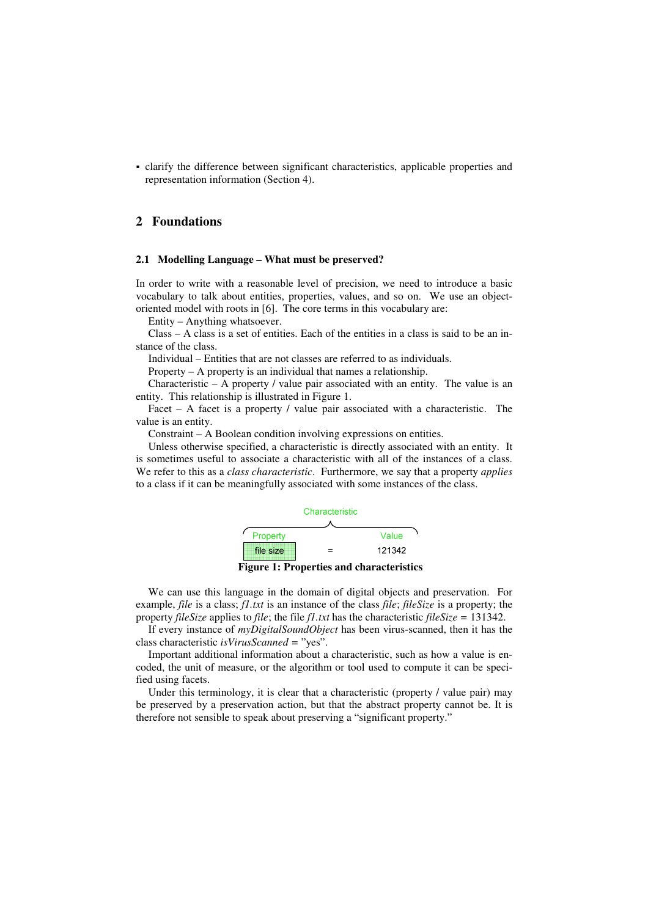- clarify the difference between significant characteristics, applicable properties and representation information (Section 4).

## 2 Foundations

### 2.1 Modelling Language – What must be preserved?

In order to write with a reasonable level of precision, we need to introduce a basic vocabulary to talk about entities, properties, values, and so on. We use an object-oriented model with roots in [6]. The core terms in this vocabulary are:

Entity – Anything whatsoever.

Class – A class is a set of entities. Each of the entities in a class is said to be an instance of the class.

Individual – Entities that are not classes are referred to as individuals.

Property – A property is an individual that names a relationship.

Characteristic – A property / value pair associated with an entity. The value is an entity. This relationship is illustrated in Figure 1.

Facet – A facet is a property / value pair associated with a characteristic. The value is an entity.

Constraint – A Boolean condition involving expressions on entities.

Unless otherwise specified, a characteristic is directly associated with an entity. It is sometimes useful to associate a characteristic with all of the instances of a class. We refer to this as a *class characteristic*. Furthermore, we say that a property *applies* to a class if it can be meaningfully associated with some instances of the class.

Characteristic

| Property | | Value |
|---|---|---|
| file size | = | 121342 |

**Figure 1: Properties and characteristics**

We can use this language in the domain of digital objects and preservation. For example, *file* is a class; *f1.txt* is an instance of the class *file*; *fileSize* is a property; the property *fileSize* applies to *file*; the file *f1.txt* has the characteristic *fileSize* = 131342.

If every instance of *myDigitalSoundObject* has been virus-scanned, then it has the class characteristic *isVirusScanned* = "yes".

Important additional information about a characteristic, such as how a value is encoded, the unit of measure, or the algorithm or tool used to compute it can be specified using facets.

Under this terminology, it is clear that a characteristic (property / value pair) may be preserved by a preservation action, but that the abstract property cannot be. It is therefore not sensible to speak about preserving a "significant property."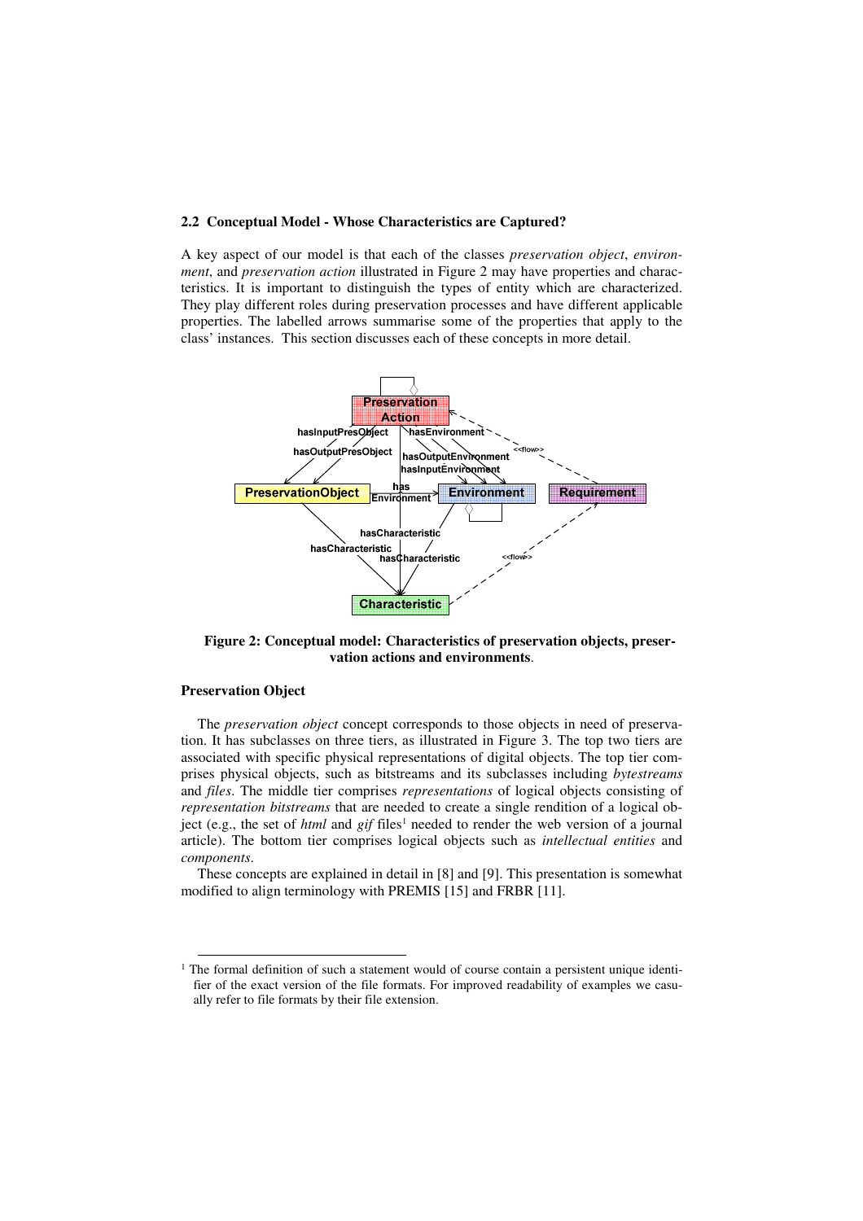### 2.2 Conceptual Model - Whose Characteristics are Captured?

A key aspect of our model is that each of the classes *preservation object*, *environment*, and *preservation action* illustrated in Figure 2 may have properties and characteristics. It is important to distinguish the types of entity which are characterized. They play different roles during preservation processes and have different applicable properties. The labelled arrows summarise some of the properties that apply to the class' instances. This section discusses each of these concepts in more detail.

**Figure 2: Conceptual model: Characteristics of preservation objects, preservation actions and environments**.

#### Preservation Object

The *preservation object* concept corresponds to those objects in need of preservation. It has subclasses on three tiers, as illustrated in Figure 3. The top two tiers are associated with specific physical representations of digital objects. The top tier comprises physical objects, such as bitstreams and its subclasses including *bytestreams* and *files*. The middle tier comprises *representations* of logical objects consisting of *representation bitstreams* that are needed to create a single rendition of a logical object (e.g., the set of *html* and *gif* files[1] needed to render the web version of a journal article). The bottom tier comprises logical objects such as *intellectual entities* and *components*.

These concepts are explained in detail in [8] and [9]. This presentation is somewhat modified to align terminology with PREMIS [15] and FRBR [11].

---

[1] The formal definition of such a statement would of course contain a persistent unique identifier of the exact version of the file formats. For improved readability of examples we casually refer to file formats by their file extension.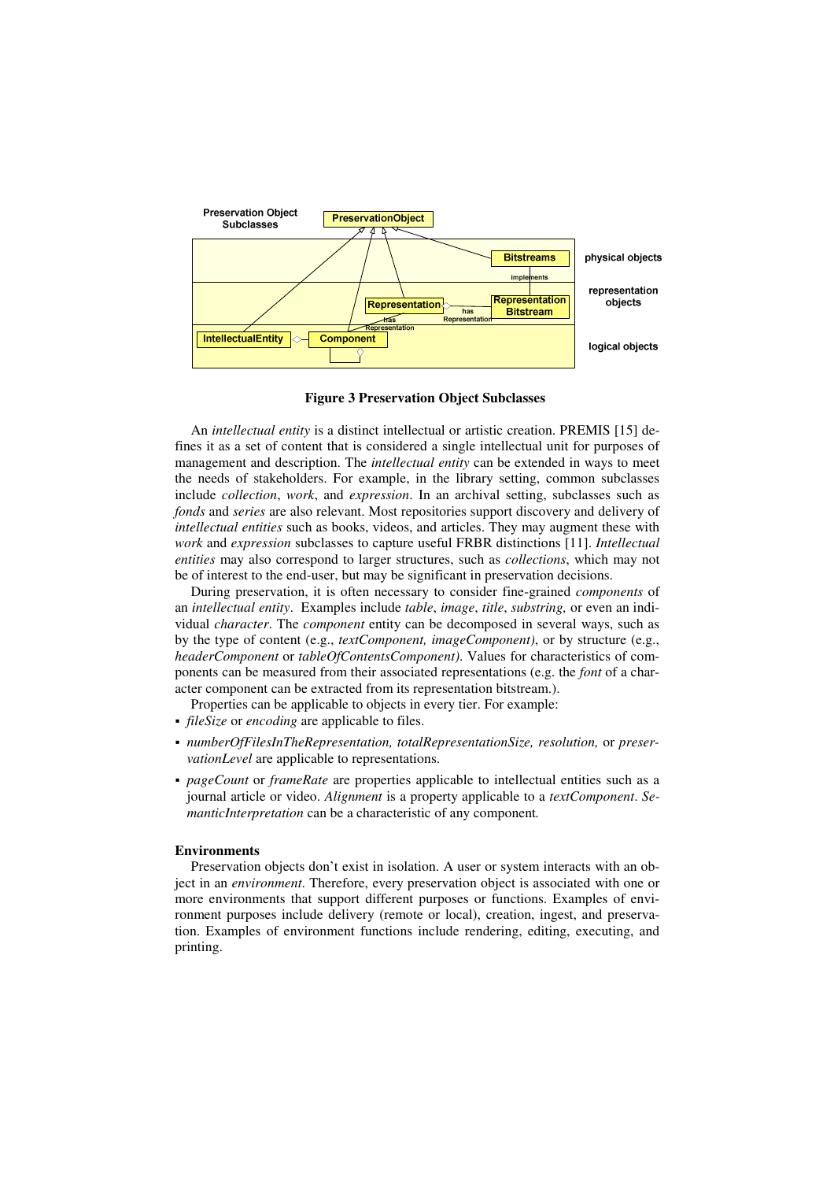**Figure 3 Preservation Object Subclasses**

An *intellectual entity* is a distinct intellectual or artistic creation. PREMIS [15] defines it as a set of content that is considered a single intellectual unit for purposes of management and description. The *intellectual entity* can be extended in ways to meet the needs of stakeholders. For example, in the library setting, common subclasses include *collection*, *work*, and *expression*. In an archival setting, subclasses such as *fonds* and *series* are also relevant. Most repositories support discovery and delivery of *intellectual entities* such as books, videos, and articles. They may augment these with *work* and *expression* subclasses to capture useful FRBR distinctions [11]. *Intellectual entities* may also correspond to larger structures, such as *collections*, which may not be of interest to the end-user, but may be significant in preservation decisions.

During preservation, it is often necessary to consider fine-grained *components* of an *intellectual entity*. Examples include *table*, *image*, *title*, *substring,* or even an individual *character*. The *component* entity can be decomposed in several ways, such as by the type of content (e.g., *textComponent, imageComponent)*, or by structure (e.g., *headerComponent* or *tableOfContentsComponent)*. Values for characteristics of components can be measured from their associated representations (e.g. the *font* of a character component can be extracted from its representation bitstream.).

Properties can be applicable to objects in every tier. For example:

- *fileSize* or *encoding* are applicable to files.
- *numberOfFilesInTheRepresentation, totalRepresentationSize, resolution,* or *preservationLevel* are applicable to representations.
- *pageCount* or *frameRate* are properties applicable to intellectual entities such as a journal article or video. *Alignment* is a property applicable to a *textComponent*. *SemanticInterpretation* can be a characteristic of any component.

**Environments**

Preservation objects don't exist in isolation. A user or system interacts with an object in an *environment*. Therefore, every preservation object is associated with one or more environments that support different purposes or functions. Examples of environment purposes include delivery (remote or local), creation, ingest, and preservation. Examples of environment functions include rendering, editing, executing, and printing.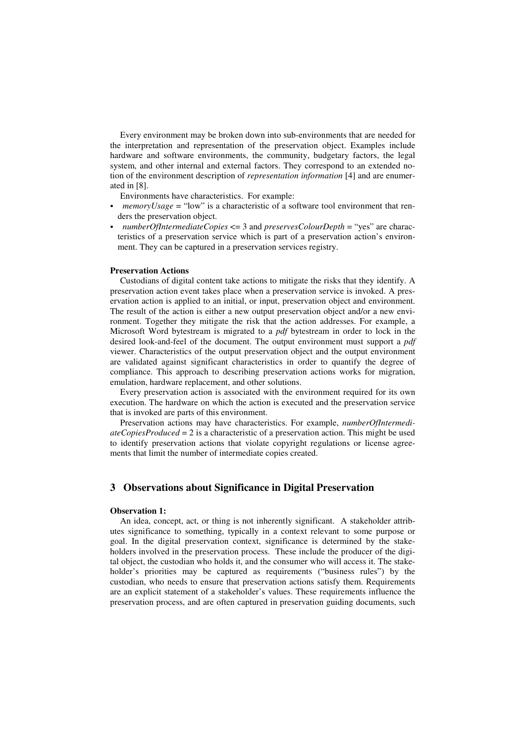Every environment may be broken down into sub-environments that are needed for the interpretation and representation of the preservation object. Examples include hardware and software environments, the community, budgetary factors, the legal system, and other internal and external factors. They correspond to an extended notion of the environment description of *representation information* [4] and are enumerated in [8].

Environments have characteristics. For example:

- *memoryUsage* = "low" is a characteristic of a software tool environment that renders the preservation object.
- *numberOfIntermediateCopies* <= 3 and *preservesColourDepth* = "yes" are characteristics of a preservation service which is part of a preservation action's environment. They can be captured in a preservation services registry.

**Preservation Actions**

Custodians of digital content take actions to mitigate the risks that they identify. A preservation action event takes place when a preservation service is invoked. A preservation action is applied to an initial, or input, preservation object and environment. The result of the action is either a new output preservation object and/or a new environment. Together they mitigate the risk that the action addresses. For example, a Microsoft Word bytestream is migrated to a *pdf* bytestream in order to lock in the desired look-and-feel of the document. The output environment must support a *pdf* viewer. Characteristics of the output preservation object and the output environment are validated against significant characteristics in order to quantify the degree of compliance. This approach to describing preservation actions works for migration, emulation, hardware replacement, and other solutions.

Every preservation action is associated with the environment required for its own execution. The hardware on which the action is executed and the preservation service that is invoked are parts of this environment.

Preservation actions may have characteristics. For example, *numberOfIntermediateCopiesProduced* = 2 is a characteristic of a preservation action. This might be used to identify preservation actions that violate copyright regulations or license agreements that limit the number of intermediate copies created.

## 3 Observations about Significance in Digital Preservation

**Observation 1:**

An idea, concept, act, or thing is not inherently significant. A stakeholder attributes significance to something, typically in a context relevant to some purpose or goal. In the digital preservation context, significance is determined by the stakeholders involved in the preservation process. These include the producer of the digital object, the custodian who holds it, and the consumer who will access it. The stakeholder's priorities may be captured as requirements ("business rules") by the custodian, who needs to ensure that preservation actions satisfy them. Requirements are an explicit statement of a stakeholder's values. These requirements influence the preservation process, and are often captured in preservation guiding documents, such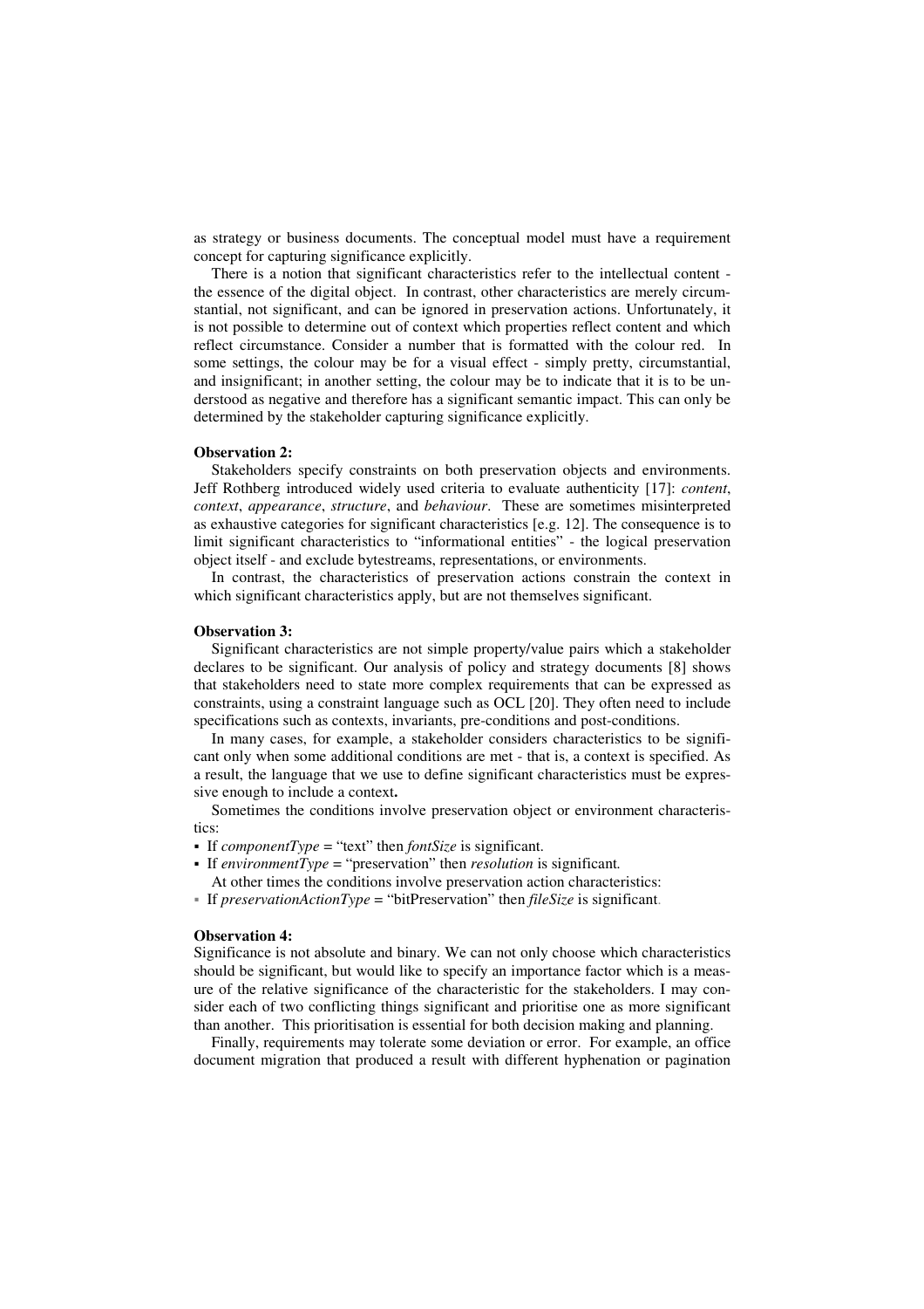as strategy or business documents. The conceptual model must have a requirement concept for capturing significance explicitly.

There is a notion that significant characteristics refer to the intellectual content - the essence of the digital object. In contrast, other characteristics are merely circumstantial, not significant, and can be ignored in preservation actions. Unfortunately, it is not possible to determine out of context which properties reflect content and which reflect circumstance. Consider a number that is formatted with the colour red. In some settings, the colour may be for a visual effect - simply pretty, circumstantial, and insignificant; in another setting, the colour may be to indicate that it is to be understood as negative and therefore has a significant semantic impact. This can only be determined by the stakeholder capturing significance explicitly.

**Observation 2:**

Stakeholders specify constraints on both preservation objects and environments. Jeff Rothberg introduced widely used criteria to evaluate authenticity [17]: *content*, *context*, *appearance*, *structure*, and *behaviour*. These are sometimes misinterpreted as exhaustive categories for significant characteristics [e.g. 12]. The consequence is to limit significant characteristics to "informational entities" - the logical preservation object itself - and exclude bytestreams, representations, or environments.

In contrast, the characteristics of preservation actions constrain the context in which significant characteristics apply, but are not themselves significant.

**Observation 3:**

Significant characteristics are not simple property/value pairs which a stakeholder declares to be significant. Our analysis of policy and strategy documents [8] shows that stakeholders need to state more complex requirements that can be expressed as constraints, using a constraint language such as OCL [20]. They often need to include specifications such as contexts, invariants, pre-conditions and post-conditions.

In many cases, for example, a stakeholder considers characteristics to be significant only when some additional conditions are met - that is, a context is specified. As a result, the language that we use to define significant characteristics must be expressive enough to include a context**.**

Sometimes the conditions involve preservation object or environment characteristics:

- If *componentType* = "text" then *fontSize* is significant.
- If *environmentType* = "preservation" then *resolution* is significant.

At other times the conditions involve preservation action characteristics:

- If *preservationActionType* = "bitPreservation" then *fileSize* is significant.

**Observation 4:**

Significance is not absolute and binary. We can not only choose which characteristics should be significant, but would like to specify an importance factor which is a measure of the relative significance of the characteristic for the stakeholders. I may consider each of two conflicting things significant and prioritise one as more significant than another. This prioritisation is essential for both decision making and planning.

Finally, requirements may tolerate some deviation or error. For example, an office document migration that produced a result with different hyphenation or pagination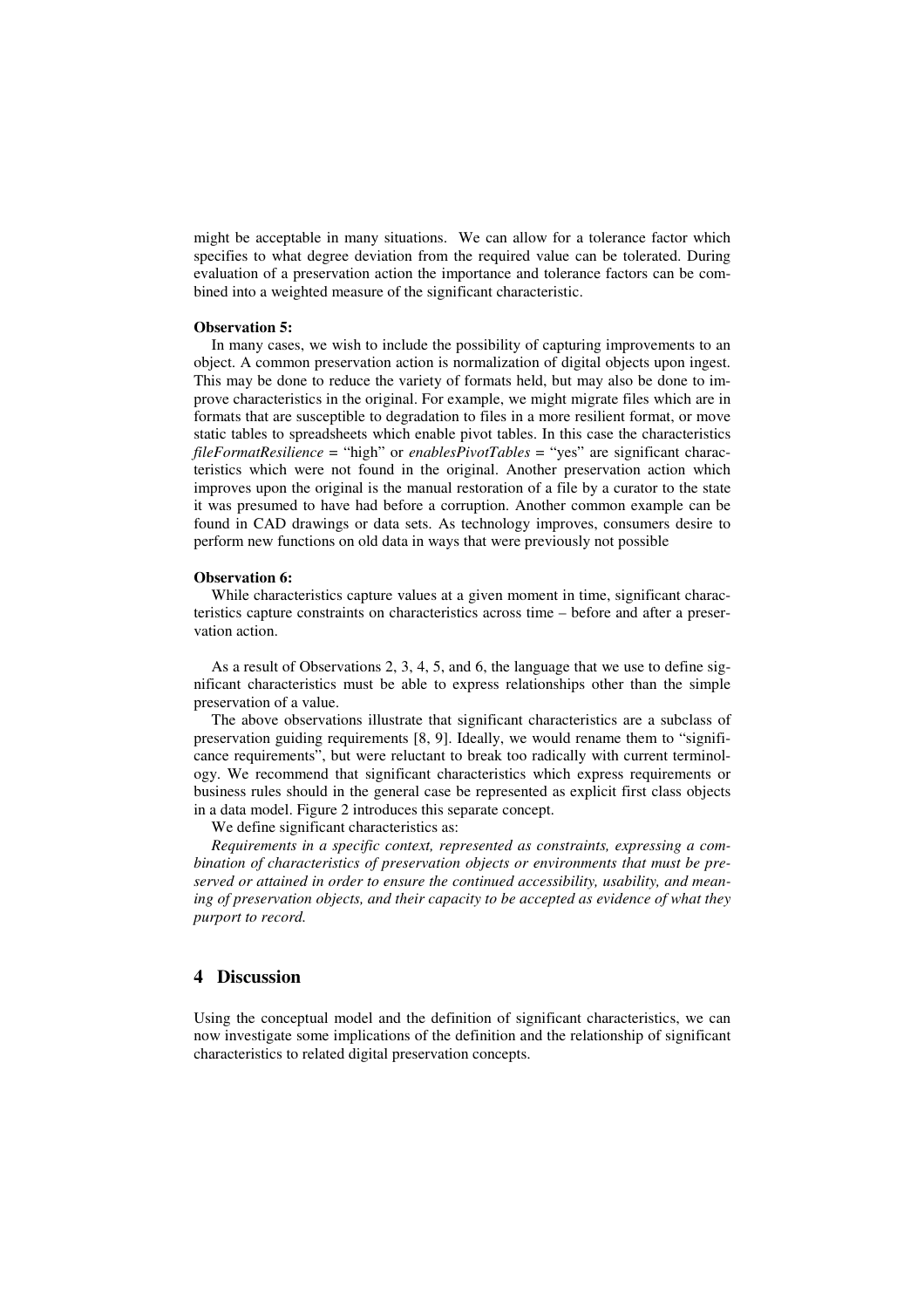might be acceptable in many situations. We can allow for a tolerance factor which specifies to what degree deviation from the required value can be tolerated. During evaluation of a preservation action the importance and tolerance factors can be combined into a weighted measure of the significant characteristic.

**Observation 5:**

In many cases, we wish to include the possibility of capturing improvements to an object. A common preservation action is normalization of digital objects upon ingest. This may be done to reduce the variety of formats held, but may also be done to improve characteristics in the original. For example, we might migrate files which are in formats that are susceptible to degradation to files in a more resilient format, or move static tables to spreadsheets which enable pivot tables. In this case the characteristics *fileFormatResilience* = "high" or *enablesPivotTables* = "yes" are significant characteristics which were not found in the original. Another preservation action which improves upon the original is the manual restoration of a file by a curator to the state it was presumed to have had before a corruption. Another common example can be found in CAD drawings or data sets. As technology improves, consumers desire to perform new functions on old data in ways that were previously not possible

**Observation 6:**

While characteristics capture values at a given moment in time, significant characteristics capture constraints on characteristics across time – before and after a preservation action.

As a result of Observations 2, 3, 4, 5, and 6, the language that we use to define significant characteristics must be able to express relationships other than the simple preservation of a value.

The above observations illustrate that significant characteristics are a subclass of preservation guiding requirements [8, 9]. Ideally, we would rename them to "significance requirements", but were reluctant to break too radically with current terminology. We recommend that significant characteristics which express requirements or business rules should in the general case be represented as explicit first class objects in a data model. Figure 2 introduces this separate concept.

We define significant characteristics as:

*Requirements in a specific context, represented as constraints, expressing a combination of characteristics of preservation objects or environments that must be preserved or attained in order to ensure the continued accessibility, usability, and meaning of preservation objects, and their capacity to be accepted as evidence of what they purport to record.*

## 4 Discussion

Using the conceptual model and the definition of significant characteristics, we can now investigate some implications of the definition and the relationship of significant characteristics to related digital preservation concepts.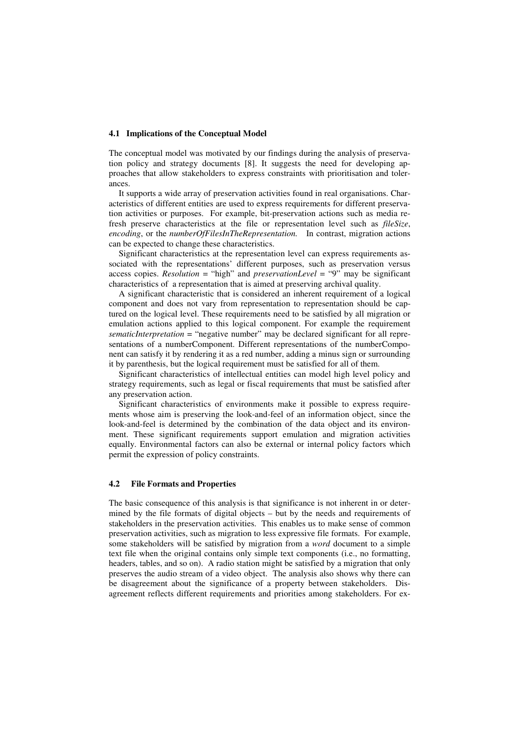### 4.1 Implications of the Conceptual Model

The conceptual model was motivated by our findings during the analysis of preservation policy and strategy documents [8]. It suggests the need for developing approaches that allow stakeholders to express constraints with prioritisation and tolerances.

It supports a wide array of preservation activities found in real organisations. Characteristics of different entities are used to express requirements for different preservation activities or purposes. For example, bit-preservation actions such as media refresh preserve characteristics at the file or representation level such as *fileSize*, *encoding*, or the *numberOfFilesInTheRepresentation.* In contrast, migration actions can be expected to change these characteristics.

Significant characteristics at the representation level can express requirements associated with the representations' different purposes, such as preservation versus access copies. *Resolution* = "high" and *preservationLevel* = "9" may be significant characteristics of a representation that is aimed at preserving archival quality.

A significant characteristic that is considered an inherent requirement of a logical component and does not vary from representation to representation should be captured on the logical level. These requirements need to be satisfied by all migration or emulation actions applied to this logical component. For example the requirement *sematicInterpretation* = "negative number" may be declared significant for all representations of a numberComponent. Different representations of the numberComponent can satisfy it by rendering it as a red number, adding a minus sign or surrounding it by parenthesis, but the logical requirement must be satisfied for all of them.

Significant characteristics of intellectual entities can model high level policy and strategy requirements, such as legal or fiscal requirements that must be satisfied after any preservation action.

Significant characteristics of environments make it possible to express requirements whose aim is preserving the look-and-feel of an information object, since the look-and-feel is determined by the combination of the data object and its environment. These significant requirements support emulation and migration activities equally. Environmental factors can also be external or internal policy factors which permit the expression of policy constraints.

### 4.2 File Formats and Properties

The basic consequence of this analysis is that significance is not inherent in or determined by the file formats of digital objects – but by the needs and requirements of stakeholders in the preservation activities. This enables us to make sense of common preservation activities, such as migration to less expressive file formats. For example, some stakeholders will be satisfied by migration from a *word* document to a simple text file when the original contains only simple text components (i.e., no formatting, headers, tables, and so on). A radio station might be satisfied by a migration that only preserves the audio stream of a video object. The analysis also shows why there can be disagreement about the significance of a property between stakeholders. Disagreement reflects different requirements and priorities among stakeholders. For ex-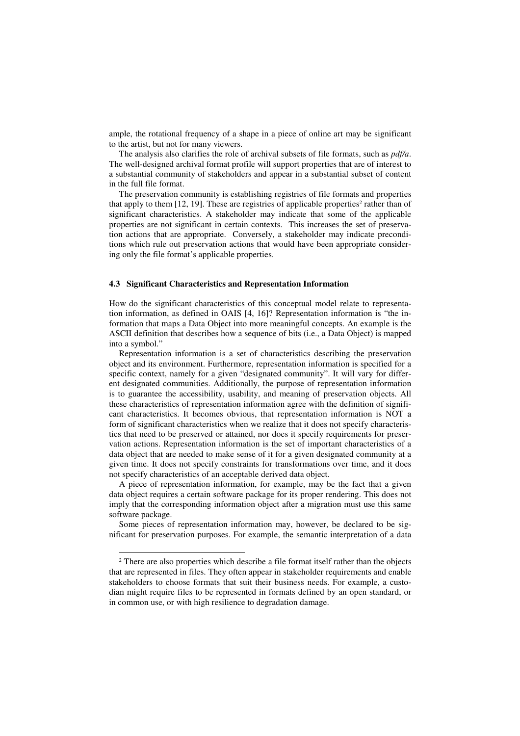ample, the rotational frequency of a shape in a piece of online art may be significant to the artist, but not for many viewers.

The analysis also clarifies the role of archival subsets of file formats, such as *pdf/a*. The well-designed archival format profile will support properties that are of interest to a substantial community of stakeholders and appear in a substantial subset of content in the full file format.

The preservation community is establishing registries of file formats and properties that apply to them [12, 19]. These are registries of applicable properties[2] rather than of significant characteristics. A stakeholder may indicate that some of the applicable properties are not significant in certain contexts. This increases the set of preservation actions that are appropriate. Conversely, a stakeholder may indicate preconditions which rule out preservation actions that would have been appropriate considering only the file format's applicable properties.

### 4.3 Significant Characteristics and Representation Information

How do the significant characteristics of this conceptual model relate to representation information, as defined in OAIS [4, 16]? Representation information is "the information that maps a Data Object into more meaningful concepts. An example is the ASCII definition that describes how a sequence of bits (i.e., a Data Object) is mapped into a symbol."

Representation information is a set of characteristics describing the preservation object and its environment. Furthermore, representation information is specified for a specific context, namely for a given "designated community". It will vary for different designated communities. Additionally, the purpose of representation information is to guarantee the accessibility, usability, and meaning of preservation objects. All these characteristics of representation information agree with the definition of significant characteristics. It becomes obvious, that representation information is NOT a form of significant characteristics when we realize that it does not specify characteristics that need to be preserved or attained, nor does it specify requirements for preservation actions. Representation information is the set of important characteristics of a data object that are needed to make sense of it for a given designated community at a given time. It does not specify constraints for transformations over time, and it does not specify characteristics of an acceptable derived data object.

A piece of representation information, for example, may be the fact that a given data object requires a certain software package for its proper rendering. This does not imply that the corresponding information object after a migration must use this same software package.

Some pieces of representation information may, however, be declared to be significant for preservation purposes. For example, the semantic interpretation of a data

---

[2] There are also properties which describe a file format itself rather than the objects that are represented in files. They often appear in stakeholder requirements and enable stakeholders to choose formats that suit their business needs. For example, a custodian might require files to be represented in formats defined by an open standard, or in common use, or with high resilience to degradation damage.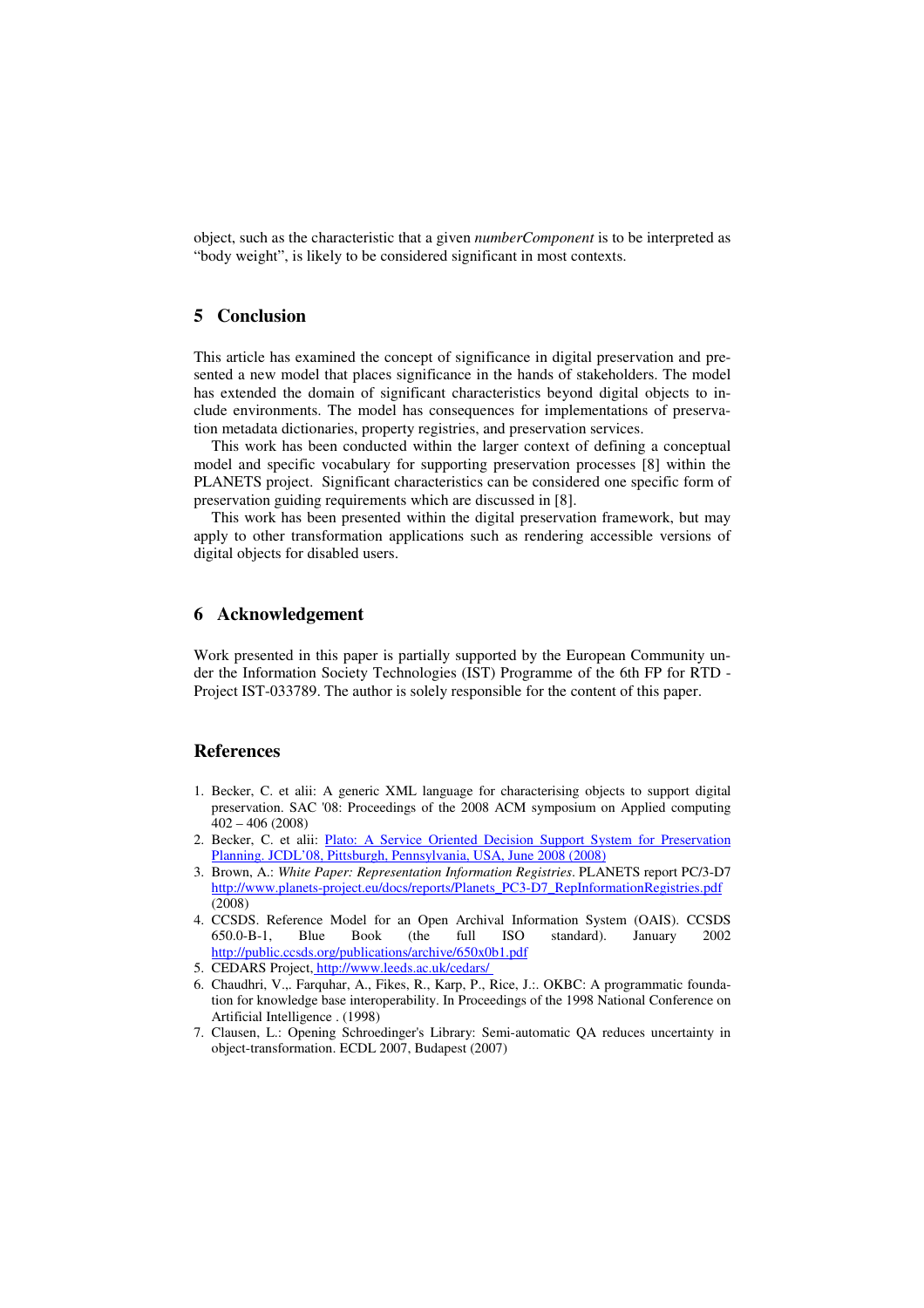object, such as the characteristic that a given *numberComponent* is to be interpreted as "body weight", is likely to be considered significant in most contexts.

## 5 Conclusion

This article has examined the concept of significance in digital preservation and presented a new model that places significance in the hands of stakeholders. The model has extended the domain of significant characteristics beyond digital objects to include environments. The model has consequences for implementations of preservation metadata dictionaries, property registries, and preservation services.

This work has been conducted within the larger context of defining a conceptual model and specific vocabulary for supporting preservation processes [8] within the PLANETS project. Significant characteristics can be considered one specific form of preservation guiding requirements which are discussed in [8].

This work has been presented within the digital preservation framework, but may apply to other transformation applications such as rendering accessible versions of digital objects for disabled users.

## 6 Acknowledgement

Work presented in this paper is partially supported by the European Community under the Information Society Technologies (IST) Programme of the 6th FP for RTD - Project IST-033789. The author is solely responsible for the content of this paper.

## References

1. Becker, C. et alii: A generic XML language for characterising objects to support digital preservation. SAC '08: Proceedings of the 2008 ACM symposium on Applied computing 402 – 406 (2008)
2. Becker, C. et alii: Plato: A Service Oriented Decision Support System for Preservation Planning. JCDL'08, Pittsburgh, Pennsylvania, USA, June 2008 (2008)
3. Brown, A.: *White Paper: Representation Information Registries*. PLANETS report PC/3-D7 http://www.planets-project.eu/docs/reports/Planets_PC3-D7_RepInformationRegistries.pdf (2008)
4. CCSDS. Reference Model for an Open Archival Information System (OAIS). CCSDS 650.0-B-1, Blue Book (the full ISO standard). January 2002 http://public.ccsds.org/publications/archive/650x0b1.pdf
5. CEDARS Project, http://www.leeds.ac.uk/cedars/
6. Chaudhri, V.,. Farquhar, A., Fikes, R., Karp, P., Rice, J.:. OKBC: A programmatic foundation for knowledge base interoperability. In Proceedings of the 1998 National Conference on Artificial Intelligence . (1998)
7. Clausen, L.: Opening Schroedinger's Library: Semi-automatic QA reduces uncertainty in object-transformation. ECDL 2007, Budapest (2007)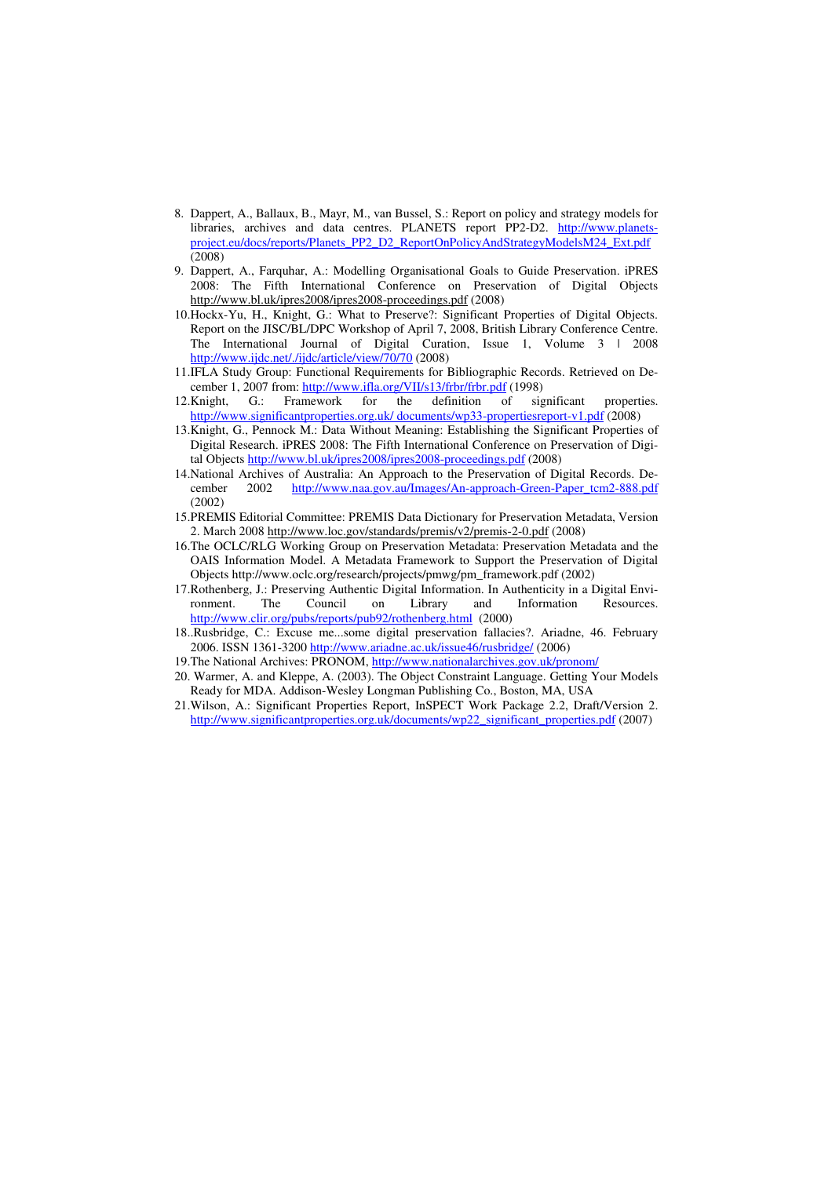8. Dappert, A., Ballaux, B., Mayr, M., van Bussel, S.: Report on policy and strategy models for libraries, archives and data centres. PLANETS report PP2-D2. http://www.planets-project.eu/docs/reports/Planets_PP2_D2_ReportOnPolicyAndStrategyModelsM24_Ext.pdf (2008)
9. Dappert, A., Farquhar, A.: Modelling Organisational Goals to Guide Preservation. iPRES 2008: The Fifth International Conference on Preservation of Digital Objects http://www.bl.uk/ipres2008/ipres2008-proceedings.pdf (2008)
10. Hockx-Yu, H., Knight, G.: What to Preserve?: Significant Properties of Digital Objects. Report on the JISC/BL/DPC Workshop of April 7, 2008, British Library Conference Centre. The International Journal of Digital Curation, Issue 1, Volume 3 | 2008 http://www.ijdc.net/./ijdc/article/view/70/70 (2008)
11. IFLA Study Group: Functional Requirements for Bibliographic Records. Retrieved on December 1, 2007 from: http://www.ifla.org/VII/s13/frbr/frbr.pdf (1998)
12. Knight, G.: Framework for the definition of significant properties. http://www.significantproperties.org.uk/ documents/wp33-propertiesreport-v1.pdf (2008)
13. Knight, G., Pennock M.: Data Without Meaning: Establishing the Significant Properties of Digital Research. iPRES 2008: The Fifth International Conference on Preservation of Digital Objects http://www.bl.uk/ipres2008/ipres2008-proceedings.pdf (2008)
14. National Archives of Australia: An Approach to the Preservation of Digital Records. December 2002 http://www.naa.gov.au/Images/An-approach-Green-Paper_tcm2-888.pdf (2002)
15. PREMIS Editorial Committee: PREMIS Data Dictionary for Preservation Metadata, Version 2. March 2008 http://www.loc.gov/standards/premis/v2/premis-2-0.pdf (2008)
16. The OCLC/RLG Working Group on Preservation Metadata: Preservation Metadata and the OAIS Information Model. A Metadata Framework to Support the Preservation of Digital Objects http://www.oclc.org/research/projects/pmwg/pm_framework.pdf (2002)
17. Rothenberg, J.: Preserving Authentic Digital Information. In Authenticity in a Digital Environment. The Council on Library and Information Resources. http://www.clir.org/pubs/reports/pub92/rothenberg.html (2000)
18. .Rusbridge, C.: Excuse me...some digital preservation fallacies?. Ariadne, 46. February 2006. ISSN 1361-3200 http://www.ariadne.ac.uk/issue46/rusbridge/ (2006)
19. The National Archives: PRONOM, http://www.nationalarchives.gov.uk/pronom/
20. Warmer, A. and Kleppe, A. (2003). The Object Constraint Language. Getting Your Models Ready for MDA. Addison-Wesley Longman Publishing Co., Boston, MA, USA
21. Wilson, A.: Significant Properties Report, InSPECT Work Package 2.2, Draft/Version 2. http://www.significantproperties.org.uk/documents/wp22_significant_properties.pdf (2007)